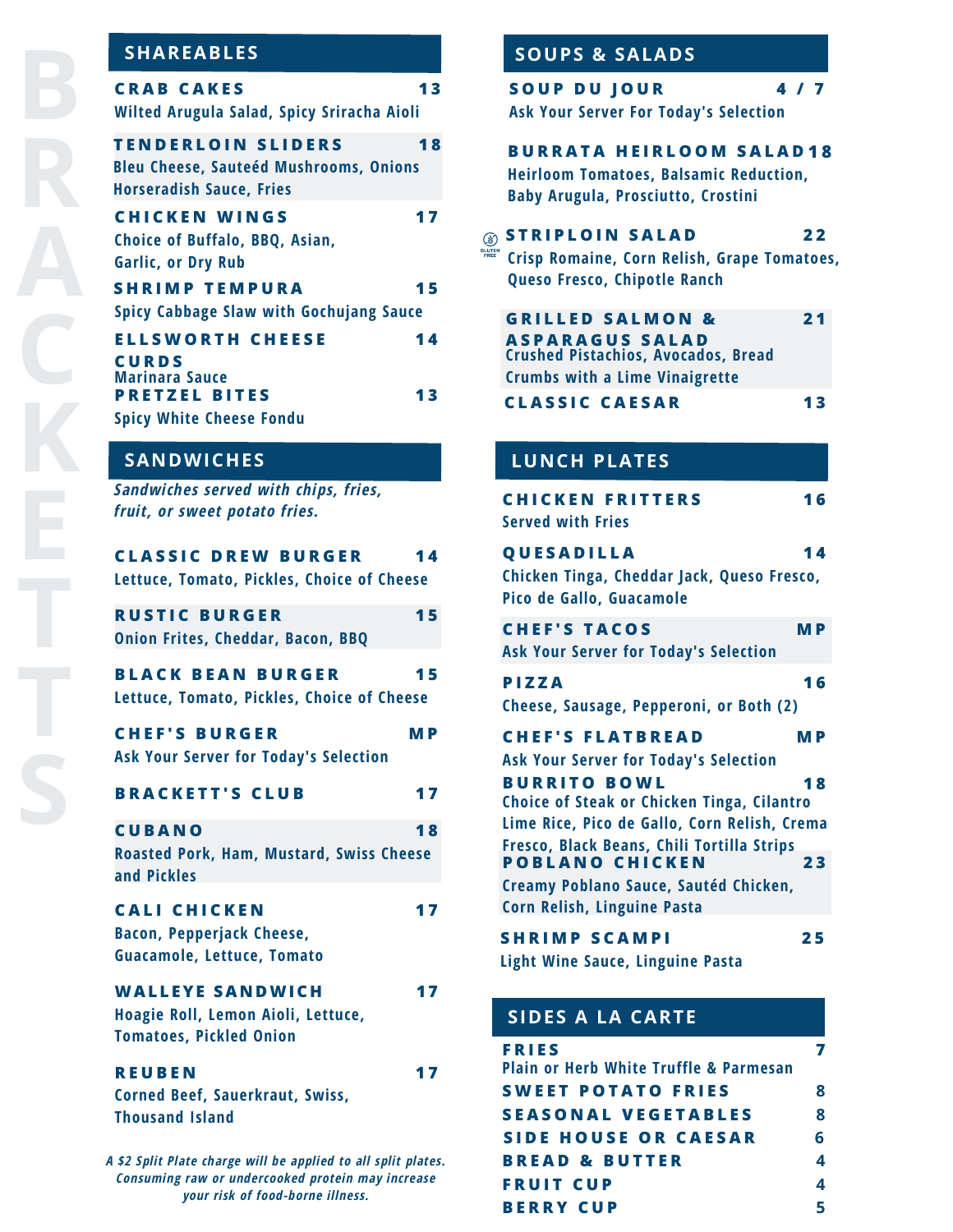# BRACKETTS

## SHAREABLES

**CRAB CAKES** 13
Wilted Arugula Salad, Spicy Sriracha Aioli

**TENDERLOIN SLIDERS** 18
Bleu Cheese, Sauteéd Mushrooms, Onions
Horseradish Sauce, Fries

**CHICKEN WINGS** 17
Choice of Buffalo, BBQ, Asian,
Garlic, or Dry Rub

**SHRIMP TEMPURA** 15
Spicy Cabbage Slaw with Gochujang Sauce

**ELLSWORTH CHEESE CURDS** 14
Marinara Sauce

**PRETZEL BITES** 13
Spicy White Cheese Fondu

## SANDWICHES

*Sandwiches served with chips, fries, fruit, or sweet potato fries.*

**CLASSIC DREW BURGER** 14
Lettuce, Tomato, Pickles, Choice of Cheese

**RUSTIC BURGER** 15
Onion Frites, Cheddar, Bacon, BBQ

**BLACK BEAN BURGER** 15
Lettuce, Tomato, Pickles, Choice of Cheese

**CHEF'S BURGER** MP
Ask Your Server for Today's Selection

**BRACKETT'S CLUB** 17

**CUBANO** 18
Roasted Pork, Ham, Mustard, Swiss Cheese and Pickles

**CALI CHICKEN** 17
Bacon, Pepperjack Cheese,
Guacamole, Lettuce, Tomato

**WALLEYE SANDWICH** 17
Hoagie Roll, Lemon Aioli, Lettuce,
Tomatoes, Pickled Onion

**REUBEN** 17
Corned Beef, Sauerkraut, Swiss,
Thousand Island

*A $2 Split Plate charge will be applied to all split plates. Consuming raw or undercooked protein may increase your risk of food-borne illness.*

## SOUPS & SALADS

**SOUP DU JOUR** 4 / 7
Ask Your Server For Today's Selection

**BURRATA HEIRLOOM SALAD** 18
Heirloom Tomatoes, Balsamic Reduction,
Baby Arugula, Prosciutto, Crostini

GLUTEN FREE **STRIPLOIN SALAD** 22
Crisp Romaine, Corn Relish, Grape Tomatoes,
Queso Fresco, Chipotle Ranch

**GRILLED SALMON & ASPARAGUS SALAD** 21
Crushed Pistachios, Avocados, Bread
Crumbs with a Lime Vinaigrette

**CLASSIC CAESAR** 13

## LUNCH PLATES

**CHICKEN FRITTERS** 16
Served with Fries

**QUESADILLA** 14
Chicken Tinga, Cheddar Jack, Queso Fresco,
Pico de Gallo, Guacamole

**CHEF'S TACOS** MP
Ask Your Server for Today's Selection

**PIZZA** 16
Cheese, Sausage, Pepperoni, or Both (2)

**CHEF'S FLATBREAD** MP
Ask Your Server for Today's Selection

**BURRITO BOWL** 18
Choice of Steak or Chicken Tinga, Cilantro Lime Rice, Pico de Gallo, Corn Relish, Crema Fresco, Black Beans, Chili Tortilla Strips

**POBLANO CHICKEN** 23
Creamy Poblano Sauce, Sautéd Chicken,
Corn Relish, Linguine Pasta

**SHRIMP SCAMPI** 25
Light Wine Sauce, Linguine Pasta

## SIDES A LA CARTE

**FRIES** 7
Plain or Herb White Truffle & Parmesan

**SWEET POTATO FRIES** 8

**SEASONAL VEGETABLES** 8

**SIDE HOUSE OR CAESAR** 6

**BREAD & BUTTER** 4

**FRUIT CUP** 4

**BERRY CUP** 5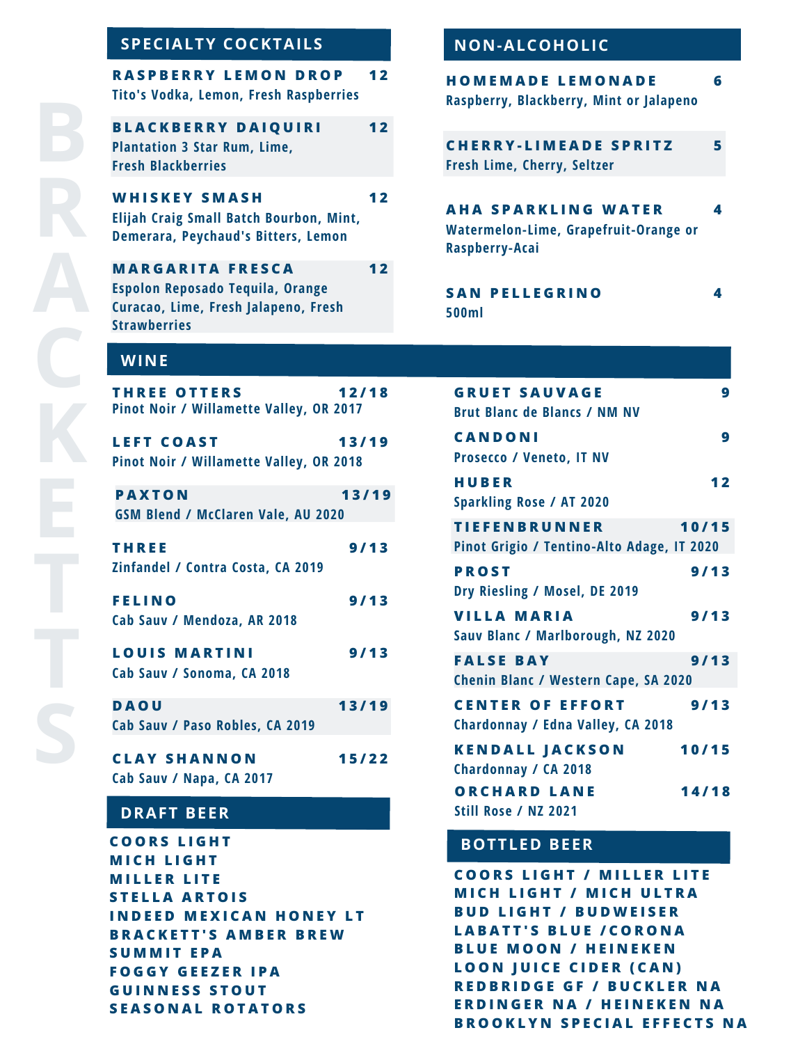# BRACKETTS

## SPECIALTY COCKTAILS

**RASPBERRY LEMON DROP** 12
Tito's Vodka, Lemon, Fresh Raspberries

**BLACKBERRY DAIQUIRI** 12
Plantation 3 Star Rum, Lime, Fresh Blackberries

**WHISKEY SMASH** 12
Elijah Craig Small Batch Bourbon, Mint, Demerara, Peychaud's Bitters, Lemon

**MARGARITA FRESCA** 12
Espolon Reposado Tequila, Orange Curacao, Lime, Fresh Jalapeno, Fresh Strawberries

## NON-ALCOHOLIC

**HOMEMADE LEMONADE** 6
Raspberry, Blackberry, Mint or Jalapeno

**CHERRY-LIMEADE SPRITZ** 5
Fresh Lime, Cherry, Seltzer

**AHA SPARKLING WATER** 4
Watermelon-Lime, Grapefruit-Orange or Raspberry-Acai

**SAN PELLEGRINO** 4
500ml

## WINE

**THREE OTTERS** 12/18
Pinot Noir / Willamette Valley, OR 2017

**LEFT COAST** 13/19
Pinot Noir / Willamette Valley, OR 2018

**PAXTON** 13/19
GSM Blend / McClaren Vale, AU 2020

**THREE** 9/13
Zinfandel / Contra Costa, CA 2019

**FELINO** 9/13
Cab Sauv / Mendoza, AR 2018

**LOUIS MARTINI** 9/13
Cab Sauv / Sonoma, CA 2018

**DAOU** 13/19
Cab Sauv / Paso Robles, CA 2019

**CLAY SHANNON** 15/22
Cab Sauv / Napa, CA 2017

**GRUET SAUVAGE** 9
Brut Blanc de Blancs / NM NV

**CANDONI** 9
Prosecco / Veneto, IT NV

**HUBER** 12
Sparkling Rose / AT 2020

**TIEFENBRUNNER** 10/15
Pinot Grigio / Tentino-Alto Adage, IT 2020

**PROST** 9/13
Dry Riesling / Mosel, DE 2019

**VILLA MARIA** 9/13
Sauv Blanc / Marlborough, NZ 2020

**FALSE BAY** 9/13
Chenin Blanc / Western Cape, SA 2020

**CENTER OF EFFORT** 9/13
Chardonnay / Edna Valley, CA 2018

**KENDALL JACKSON** 10/15
Chardonnay / CA 2018

**ORCHARD LANE** 14/18
Still Rose / NZ 2021

## DRAFT BEER

COORS LIGHT
MICH LIGHT
MILLER LITE
STELLA ARTOIS
INDEED MEXICAN HONEY LT
BRACKETT'S AMBER BREW
SUMMIT EPA
FOGGY GEEZER IPA
GUINNESS STOUT
SEASONAL ROTATORS

## BOTTLED BEER

COORS LIGHT / MILLER LITE
MICH LIGHT / MICH ULTRA
BUD LIGHT / BUDWEISER
LABATT'S BLUE /CORONA
BLUE MOON / HEINEKEN
LOON JUICE CIDER (CAN)
REDBRIDGE GF / BUCKLER NA
ERDINGER NA / HEINEKEN NA
BROOKLYN SPECIAL EFFECTS NA